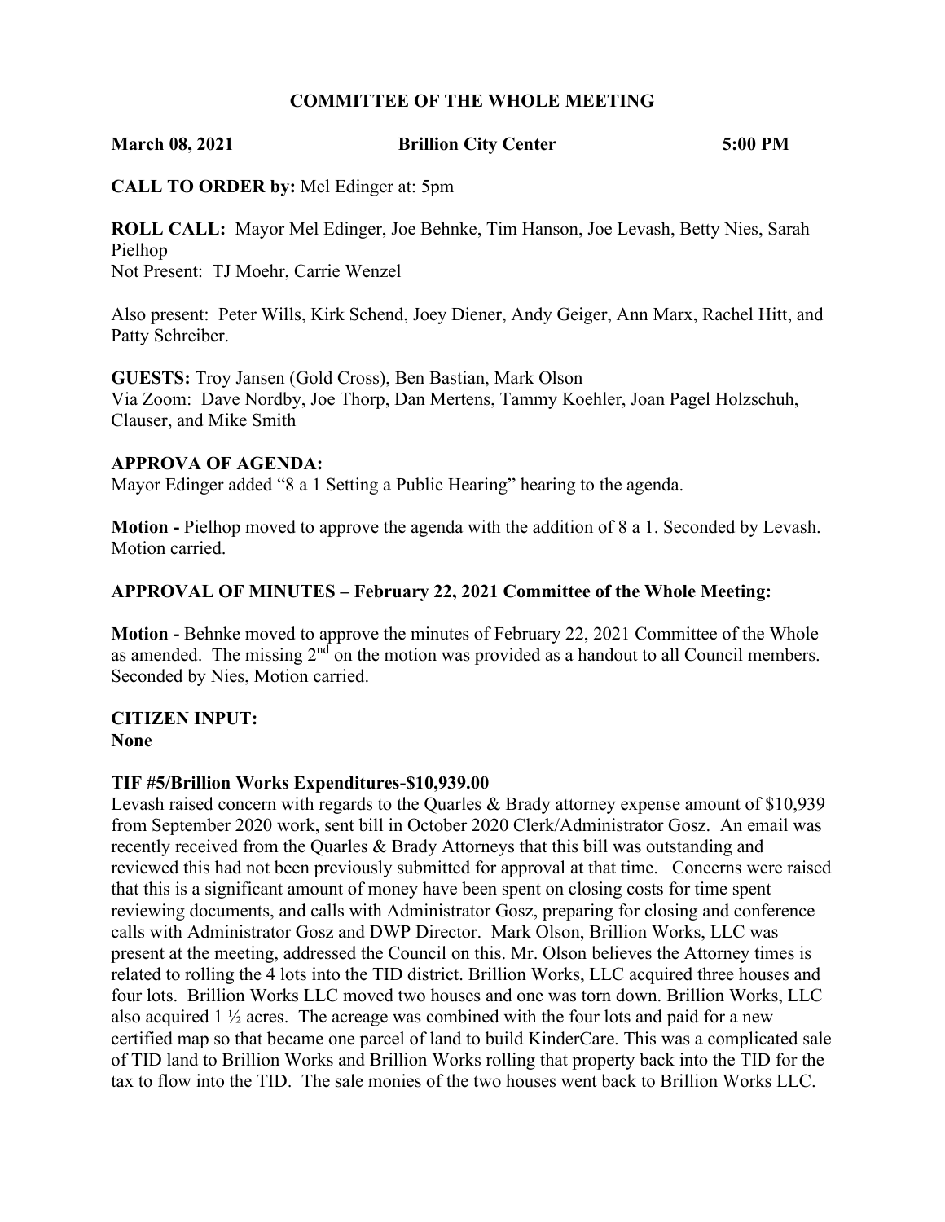## COMMITTEE OF THE WHOLE MEETING

**March 08, 2021 Brillion City Center 5:00 PM**

**CALL TO ORDER by:** Mel Edinger at: 5pm

**ROLL CALL:** Mayor Mel Edinger, Joe Behnke, Tim Hanson, Joe Levash, Betty Nies, Sarah Pielhop
Not Present: TJ Moehr, Carrie Wenzel

Also present: Peter Wills, Kirk Schend, Joey Diener, Andy Geiger, Ann Marx, Rachel Hitt, and Patty Schreiber.

**GUESTS:** Troy Jansen (Gold Cross), Ben Bastian, Mark Olson
Via Zoom: Dave Nordby, Joe Thorp, Dan Mertens, Tammy Koehler, Joan Pagel Holzschuh, Clauser, and Mike Smith

**APPROVA OF AGENDA:**
Mayor Edinger added "8 a 1 Setting a Public Hearing" hearing to the agenda.

**Motion -** Pielhop moved to approve the agenda with the addition of 8 a 1. Seconded by Levash. Motion carried.

**APPROVAL OF MINUTES – February 22, 2021 Committee of the Whole Meeting:**

**Motion -** Behnke moved to approve the minutes of February 22, 2021 Committee of the Whole as amended. The missing 2nd on the motion was provided as a handout to all Council members. Seconded by Nies, Motion carried.

**CITIZEN INPUT:**
**None**

**TIF #5/Brillion Works Expenditures-$10,939.00**
Levash raised concern with regards to the Quarles & Brady attorney expense amount of $10,939 from September 2020 work, sent bill in October 2020 Clerk/Administrator Gosz. An email was recently received from the Quarles & Brady Attorneys that this bill was outstanding and reviewed this had not been previously submitted for approval at that time. Concerns were raised that this is a significant amount of money have been spent on closing costs for time spent reviewing documents, and calls with Administrator Gosz, preparing for closing and conference calls with Administrator Gosz and DWP Director. Mark Olson, Brillion Works, LLC was present at the meeting, addressed the Council on this. Mr. Olson believes the Attorney times is related to rolling the 4 lots into the TID district. Brillion Works, LLC acquired three houses and four lots. Brillion Works LLC moved two houses and one was torn down. Brillion Works, LLC also acquired 1 ½ acres. The acreage was combined with the four lots and paid for a new certified map so that became one parcel of land to build KinderCare. This was a complicated sale of TID land to Brillion Works and Brillion Works rolling that property back into the TID for the tax to flow into the TID. The sale monies of the two houses went back to Brillion Works LLC.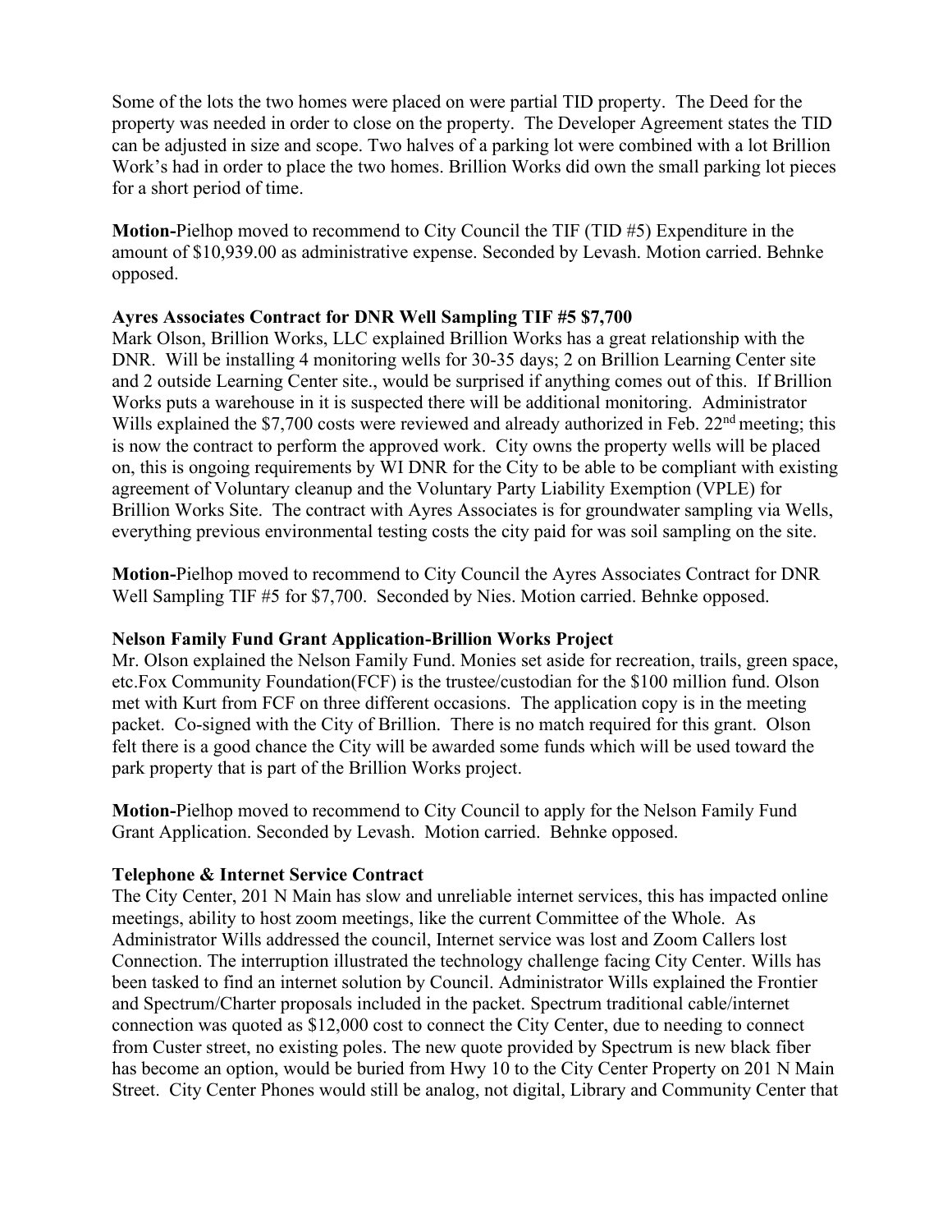Some of the lots the two homes were placed on were partial TID property. The Deed for the property was needed in order to close on the property. The Developer Agreement states the TID can be adjusted in size and scope. Two halves of a parking lot were combined with a lot Brillion Work's had in order to place the two homes. Brillion Works did own the small parking lot pieces for a short period of time.

**Motion-**Pielhop moved to recommend to City Council the TIF (TID #5) Expenditure in the amount of $10,939.00 as administrative expense. Seconded by Levash. Motion carried. Behnke opposed.

**Ayres Associates Contract for DNR Well Sampling TIF #5 $7,700**

Mark Olson, Brillion Works, LLC explained Brillion Works has a great relationship with the DNR. Will be installing 4 monitoring wells for 30-35 days; 2 on Brillion Learning Center site and 2 outside Learning Center site., would be surprised if anything comes out of this. If Brillion Works puts a warehouse in it is suspected there will be additional monitoring. Administrator Wills explained the $7,700 costs were reviewed and already authorized in Feb. 22nd meeting; this is now the contract to perform the approved work. City owns the property wells will be placed on, this is ongoing requirements by WI DNR for the City to be able to be compliant with existing agreement of Voluntary cleanup and the Voluntary Party Liability Exemption (VPLE) for Brillion Works Site. The contract with Ayres Associates is for groundwater sampling via Wells, everything previous environmental testing costs the city paid for was soil sampling on the site.

**Motion-**Pielhop moved to recommend to City Council the Ayres Associates Contract for DNR Well Sampling TIF #5 for $7,700. Seconded by Nies. Motion carried. Behnke opposed.

**Nelson Family Fund Grant Application-Brillion Works Project**

Mr. Olson explained the Nelson Family Fund. Monies set aside for recreation, trails, green space, etc.Fox Community Foundation(FCF) is the trustee/custodian for the $100 million fund. Olson met with Kurt from FCF on three different occasions. The application copy is in the meeting packet. Co-signed with the City of Brillion. There is no match required for this grant. Olson felt there is a good chance the City will be awarded some funds which will be used toward the park property that is part of the Brillion Works project.

**Motion-**Pielhop moved to recommend to City Council to apply for the Nelson Family Fund Grant Application. Seconded by Levash. Motion carried. Behnke opposed.

**Telephone & Internet Service Contract**

The City Center, 201 N Main has slow and unreliable internet services, this has impacted online meetings, ability to host zoom meetings, like the current Committee of the Whole. As Administrator Wills addressed the council, Internet service was lost and Zoom Callers lost Connection. The interruption illustrated the technology challenge facing City Center. Wills has been tasked to find an internet solution by Council. Administrator Wills explained the Frontier and Spectrum/Charter proposals included in the packet. Spectrum traditional cable/internet connection was quoted as $12,000 cost to connect the City Center, due to needing to connect from Custer street, no existing poles. The new quote provided by Spectrum is new black fiber has become an option, would be buried from Hwy 10 to the City Center Property on 201 N Main Street. City Center Phones would still be analog, not digital, Library and Community Center that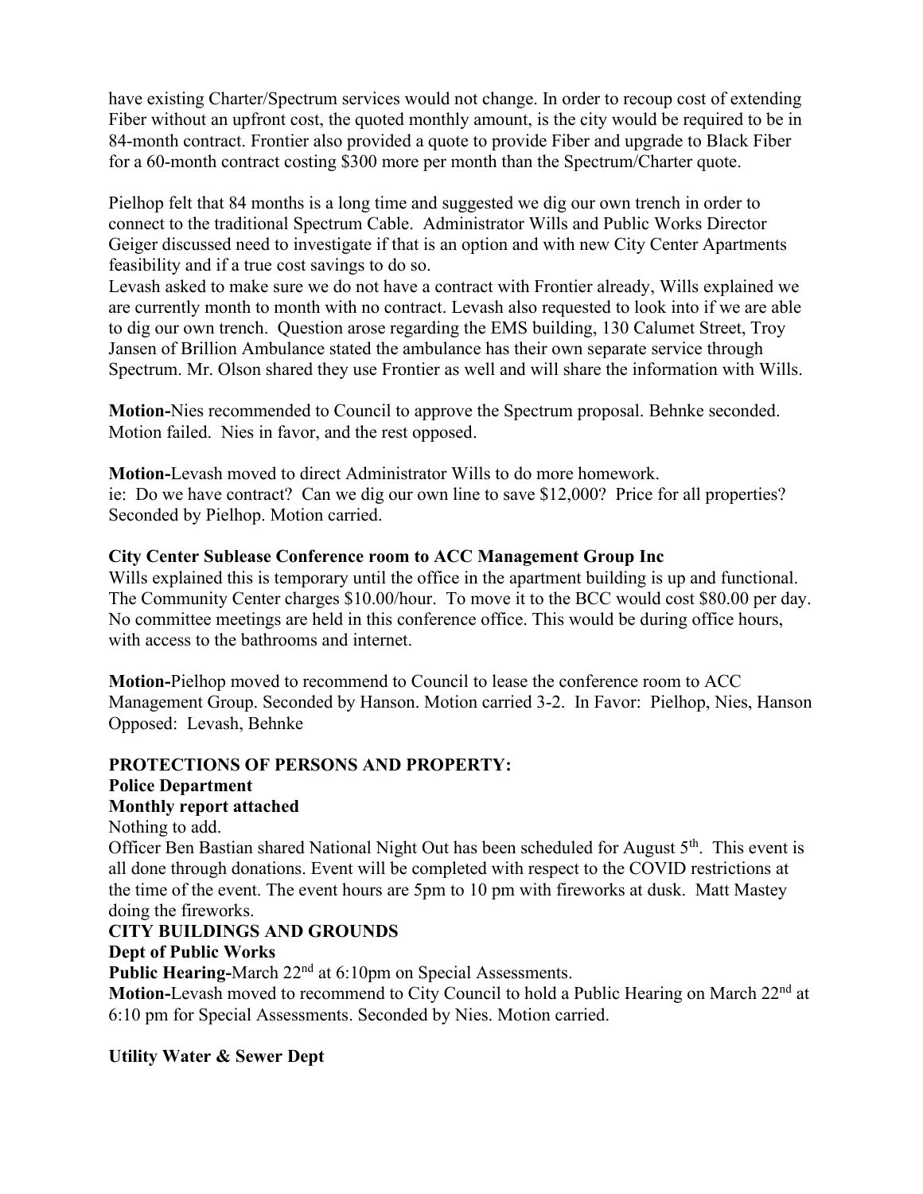have existing Charter/Spectrum services would not change. In order to recoup cost of extending Fiber without an upfront cost, the quoted monthly amount, is the city would be required to be in 84-month contract. Frontier also provided a quote to provide Fiber and upgrade to Black Fiber for a 60-month contract costing $300 more per month than the Spectrum/Charter quote.

Pielhop felt that 84 months is a long time and suggested we dig our own trench in order to connect to the traditional Spectrum Cable. Administrator Wills and Public Works Director Geiger discussed need to investigate if that is an option and with new City Center Apartments feasibility and if a true cost savings to do so.
Levash asked to make sure we do not have a contract with Frontier already, Wills explained we are currently month to month with no contract. Levash also requested to look into if we are able to dig our own trench. Question arose regarding the EMS building, 130 Calumet Street, Troy Jansen of Brillion Ambulance stated the ambulance has their own separate service through Spectrum. Mr. Olson shared they use Frontier as well and will share the information with Wills.

**Motion-**Nies recommended to Council to approve the Spectrum proposal. Behnke seconded. Motion failed. Nies in favor, and the rest opposed.

**Motion-**Levash moved to direct Administrator Wills to do more homework.
ie: Do we have contract? Can we dig our own line to save $12,000? Price for all properties? Seconded by Pielhop. Motion carried.

**City Center Sublease Conference room to ACC Management Group Inc**
Wills explained this is temporary until the office in the apartment building is up and functional. The Community Center charges $10.00/hour. To move it to the BCC would cost $80.00 per day. No committee meetings are held in this conference office. This would be during office hours, with access to the bathrooms and internet.

**Motion-**Pielhop moved to recommend to Council to lease the conference room to ACC Management Group. Seconded by Hanson. Motion carried 3-2. In Favor: Pielhop, Nies, Hanson Opposed: Levash, Behnke

**PROTECTIONS OF PERSONS AND PROPERTY:**
**Police Department**
**Monthly report attached**
Nothing to add.
Officer Ben Bastian shared National Night Out has been scheduled for August 5th. This event is all done through donations. Event will be completed with respect to the COVID restrictions at the time of the event. The event hours are 5pm to 10 pm with fireworks at dusk. Matt Mastey doing the fireworks.
**CITY BUILDINGS AND GROUNDS**
**Dept of Public Works**
**Public Hearing-**March 22nd at 6:10pm on Special Assessments.
**Motion-**Levash moved to recommend to City Council to hold a Public Hearing on March 22nd at 6:10 pm for Special Assessments. Seconded by Nies. Motion carried.

**Utility Water & Sewer Dept**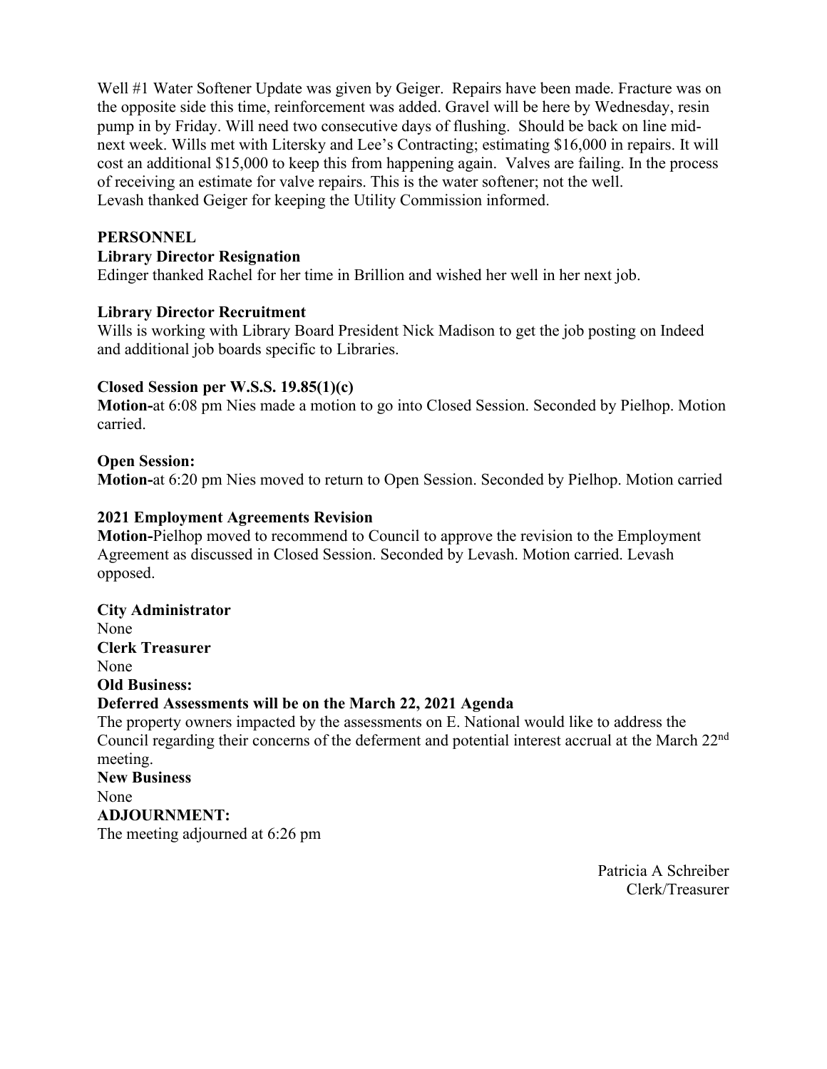Well #1 Water Softener Update was given by Geiger. Repairs have been made. Fracture was on the opposite side this time, reinforcement was added. Gravel will be here by Wednesday, resin pump in by Friday. Will need two consecutive days of flushing. Should be back on line mid-next week. Wills met with Litersky and Lee's Contracting; estimating $16,000 in repairs. It will cost an additional $15,000 to keep this from happening again. Valves are failing. In the process of receiving an estimate for valve repairs. This is the water softener; not the well.
Levash thanked Geiger for keeping the Utility Commission informed.

**PERSONNEL**

**Library Director Resignation**

Edinger thanked Rachel for her time in Brillion and wished her well in her next job.

**Library Director Recruitment**

Wills is working with Library Board President Nick Madison to get the job posting on Indeed and additional job boards specific to Libraries.

**Closed Session per W.S.S. 19.85(1)(c)**

**Motion-**at 6:08 pm Nies made a motion to go into Closed Session. Seconded by Pielhop. Motion carried.

**Open Session:**

**Motion-**at 6:20 pm Nies moved to return to Open Session. Seconded by Pielhop. Motion carried

**2021 Employment Agreements Revision**

**Motion-**Pielhop moved to recommend to Council to approve the revision to the Employment Agreement as discussed in Closed Session. Seconded by Levash. Motion carried. Levash opposed.

**City Administrator**

None

**Clerk Treasurer**

None

**Old Business:**

**Deferred Assessments will be on the March 22, 2021 Agenda**

The property owners impacted by the assessments on E. National would like to address the Council regarding their concerns of the deferment and potential interest accrual at the March 22nd meeting.

**New Business**

None

**ADJOURNMENT:**

The meeting adjourned at 6:26 pm

Patricia A Schreiber
Clerk/Treasurer